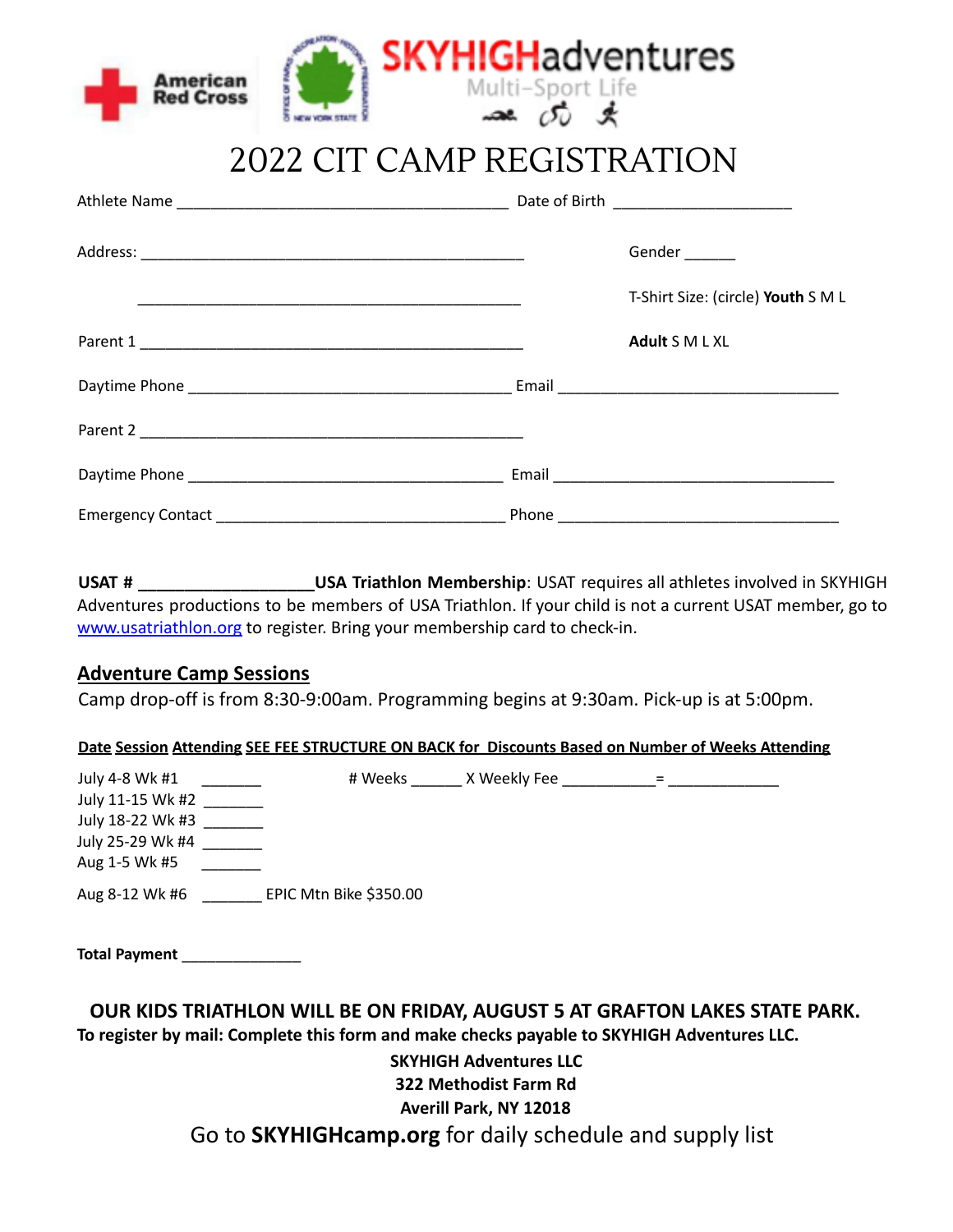American Red Cross

SKYHIGHadventures
Multi-Sport Life

# 2022 CIT CAMP REGISTRATION

Athlete Name ______________________________________ Date of Birth ____________________

Address: ____________________________________________ Gender ______

____________________________________________ T-Shirt Size: (circle) **Youth** S M L

Parent 1 ____________________________________________ **Adult** S M L XL

Daytime Phone _____________________________________ Email ________________________________

Parent 2 ____________________________________________

Daytime Phone ____________________________________ Email ________________________________

Emergency Contact _________________________________ Phone ________________________________

**USAT # ___________________USA Triathlon Membership**: USAT requires all athletes involved in SKYHIGH Adventures productions to be members of USA Triathlon. If your child is not a current USAT member, go to [www.usatriathlon.org](www.usatriathlon.org) to register. Bring your membership card to check-in.

## Adventure Camp Sessions

Camp drop-off is from 8:30-9:00am. Programming begins at 9:30am. Pick-up is at 5:00pm.

**Date Session Attending SEE FEE STRUCTURE ON BACK for Discounts Based on Number of Weeks Attending**

July 4-8 Wk #1 _______ # Weeks ______ X Weekly Fee ___________= _____________
July 11-15 Wk #2 _______
July 18-22 Wk #3 _______
July 25-29 Wk #4 _______
Aug 1-5 Wk #5 _______

Aug 8-12 Wk #6 _______ EPIC Mtn Bike $350.00

**Total Payment** ______________

**OUR KIDS TRIATHLON WILL BE ON FRIDAY, AUGUST 5 AT GRAFTON LAKES STATE PARK.**

**To register by mail: Complete this form and make checks payable to SKYHIGH Adventures LLC.**

**SKYHIGH Adventures LLC**
**322 Methodist Farm Rd**
**Averill Park, NY 12018**

Go to **SKYHIGHcamp.org** for daily schedule and supply list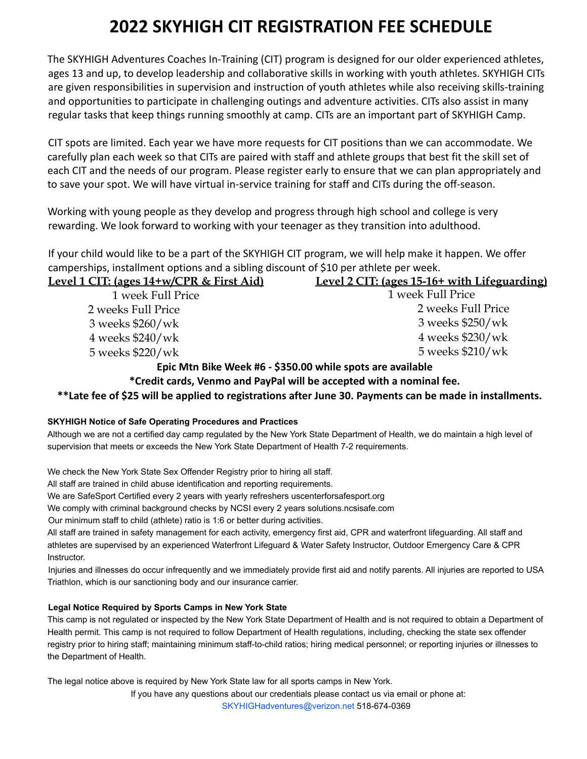# 2022 SKYHIGH CIT REGISTRATION FEE SCHEDULE

The SKYHIGH Adventures Coaches In-Training (CIT) program is designed for our older experienced athletes, ages 13 and up, to develop leadership and collaborative skills in working with youth athletes. SKYHIGH CITs are given responsibilities in supervision and instruction of youth athletes while also receiving skills-training and opportunities to participate in challenging outings and adventure activities. CITs also assist in many regular tasks that keep things running smoothly at camp. CITs are an important part of SKYHIGH Camp.

CIT spots are limited. Each year we have more requests for CIT positions than we can accommodate. We carefully plan each week so that CITs are paired with staff and athlete groups that best fit the skill set of each CIT and the needs of our program. Please register early to ensure that we can plan appropriately and to save your spot. We will have virtual in-service training for staff and CITs during the off-season.

Working with young people as they develop and progress through high school and college is very rewarding. We look forward to working with your teenager as they transition into adulthood.

If your child would like to be a part of the SKYHIGH CIT program, we will help make it happen. We offer camperships, installment options and a sibling discount of $10 per athlete per week.

| Level 1 CIT: (ages 14+w/CPR & First Aid) | Level 2 CIT: (ages 15-16+ with Lifeguarding) |
| --- | --- |
| 1 week Full Price | 1 week Full Price |
| 2 weeks Full Price | 2 weeks Full Price |
| 3 weeks $260/wk | 3 weeks $250/wk |
| 4 weeks $240/wk | 4 weeks $230/wk |
| 5 weeks $220/wk | 5 weeks $210/wk |

**Epic Mtn Bike Week #6 - $350.00 while spots are available**

***Credit cards, Venmo and PayPal will be accepted with a nominal fee.**

****Late fee of $25 will be applied to registrations after June 30. Payments can be made in installments.**

**SKYHIGH Notice of Safe Operating Procedures and Practices**

Although we are not a certified day camp regulated by the New York State Department of Health, we do maintain a high level of supervision that meets or exceeds the New York State Department of Health 7-2 requirements.

We check the New York State Sex Offender Registry prior to hiring all staff.

All staff are trained in child abuse identification and reporting requirements.

We are SafeSport Certified every 2 years with yearly refreshers uscenterforsafesport.org

We comply with criminal background checks by NCSI every 2 years solutions.ncsisafe.com

Our minimum staff to child (athlete) ratio is 1:6 or better during activities.

All staff are trained in safety management for each activity, emergency first aid, CPR and waterfront lifeguarding. All staff and athletes are supervised by an experienced Waterfront Lifeguard & Water Safety Instructor, Outdoor Emergency Care & CPR Instructor.

Injuries and illnesses do occur infrequently and we immediately provide first aid and notify parents. All injuries are reported to USA Triathlon, which is our sanctioning body and our insurance carrier.

**Legal Notice Required by Sports Camps in New York State**

This camp is not regulated or inspected by the New York State Department of Health and is not required to obtain a Department of Health permit. This camp is not required to follow Department of Health regulations, including, checking the state sex offender registry prior to hiring staff; maintaining minimum staff-to-child ratios; hiring medical personnel; or reporting injuries or illnesses to the Department of Health.

The legal notice above is required by New York State law for all sports camps in New York.

If you have any questions about our credentials please contact us via email or phone at:

SKYHIGHadventures@verizon.net 518-674-0369